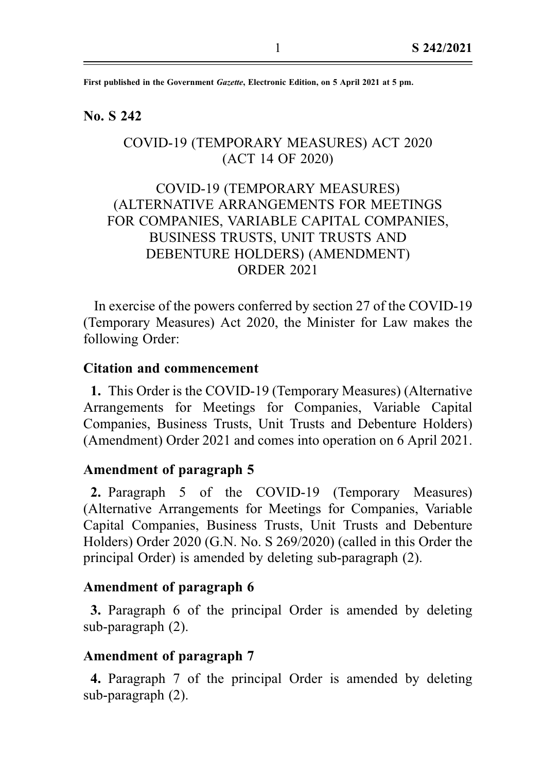First published in the Government *Gazette*, Electronic Edition, on 5 April 2021 at 5 pm.

**No. S 242**

COVID-19 (TEMPORARY MEASURES) ACT 2020
(ACT 14 OF 2020)

COVID-19 (TEMPORARY MEASURES)
(ALTERNATIVE ARRANGEMENTS FOR MEETINGS
FOR COMPANIES, VARIABLE CAPITAL COMPANIES,
BUSINESS TRUSTS, UNIT TRUSTS AND
DEBENTURE HOLDERS) (AMENDMENT)
ORDER 2021

In exercise of the powers conferred by section 27 of the COVID-19 (Temporary Measures) Act 2020, the Minister for Law makes the following Order:

**Citation and commencement**

**1.** This Order is the COVID-19 (Temporary Measures) (Alternative Arrangements for Meetings for Companies, Variable Capital Companies, Business Trusts, Unit Trusts and Debenture Holders) (Amendment) Order 2021 and comes into operation on 6 April 2021.

**Amendment of paragraph 5**

**2.** Paragraph 5 of the COVID-19 (Temporary Measures) (Alternative Arrangements for Meetings for Companies, Variable Capital Companies, Business Trusts, Unit Trusts and Debenture Holders) Order 2020 (G.N. No. S 269/2020) (called in this Order the principal Order) is amended by deleting sub-paragraph (2).

**Amendment of paragraph 6**

**3.** Paragraph 6 of the principal Order is amended by deleting sub-paragraph (2).

**Amendment of paragraph 7**

**4.** Paragraph 7 of the principal Order is amended by deleting sub-paragraph (2).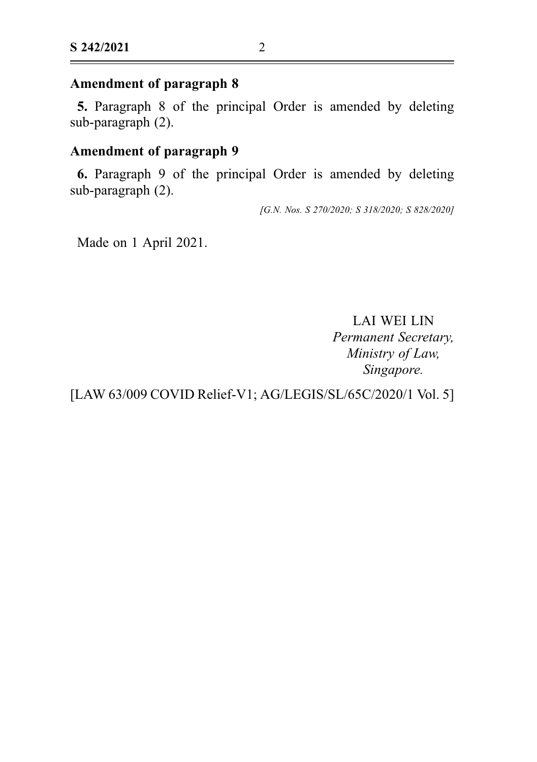### Amendment of paragraph 8

**5.** Paragraph 8 of the principal Order is amended by deleting sub-paragraph (2).

### Amendment of paragraph 9

**6.** Paragraph 9 of the principal Order is amended by deleting sub-paragraph (2).

*[G.N. Nos. S 270/2020; S 318/2020; S 828/2020]*

Made on 1 April 2021.

LAI WEI LIN
*Permanent Secretary,*
*Ministry of Law,*
*Singapore.*

[LAW 63/009 COVID Relief-V1; AG/LEGIS/SL/65C/2020/1 Vol. 5]